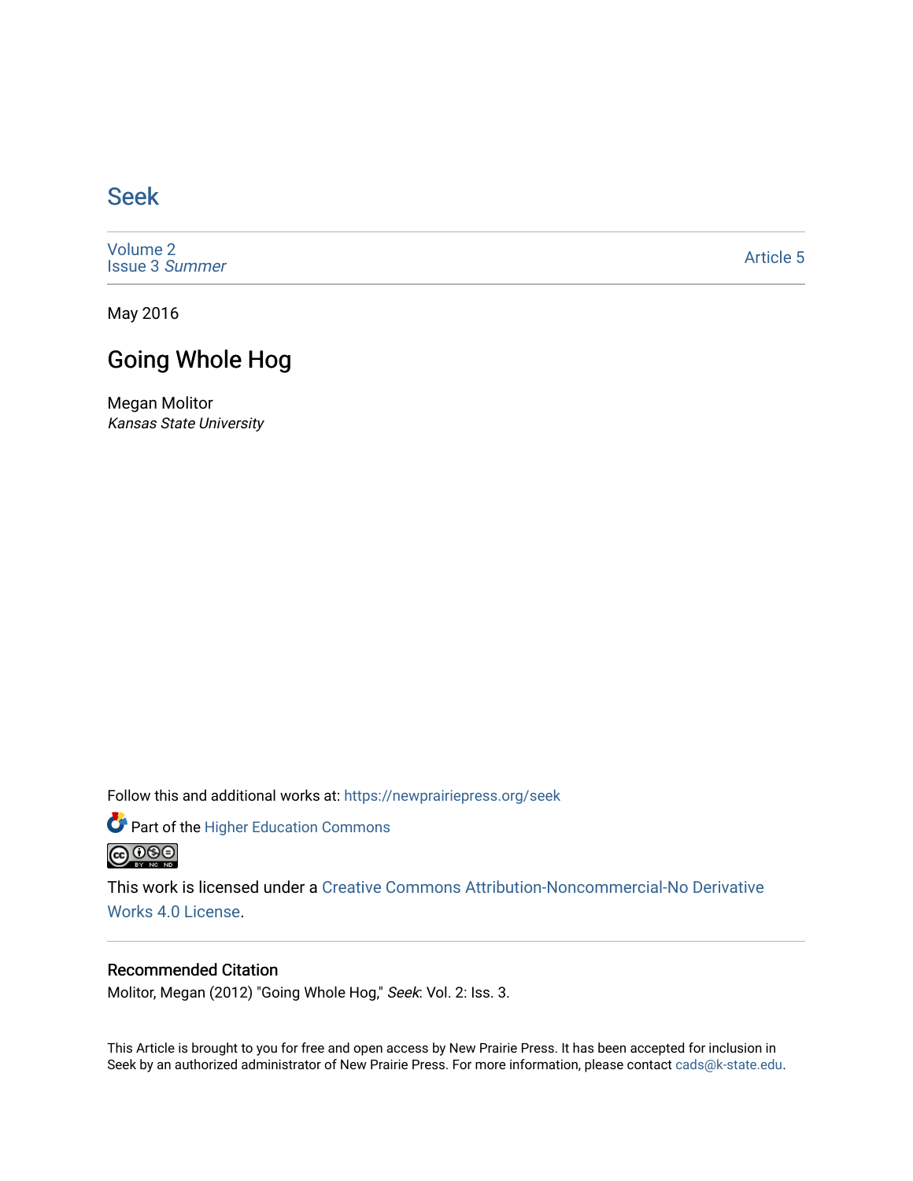# Seek

Volume 2
Issue 3 *Summer*

Article 5

May 2016

## Going Whole Hog

Megan Molitor
*Kansas State University*

Follow this and additional works at: https://newprairiepress.org/seek

Part of the Higher Education Commons

This work is licensed under a Creative Commons Attribution-Noncommercial-No Derivative Works 4.0 License.

### Recommended Citation

Molitor, Megan (2012) "Going Whole Hog," *Seek*: Vol. 2: Iss. 3.

This Article is brought to you for free and open access by New Prairie Press. It has been accepted for inclusion in Seek by an authorized administrator of New Prairie Press. For more information, please contact cads@k-state.edu.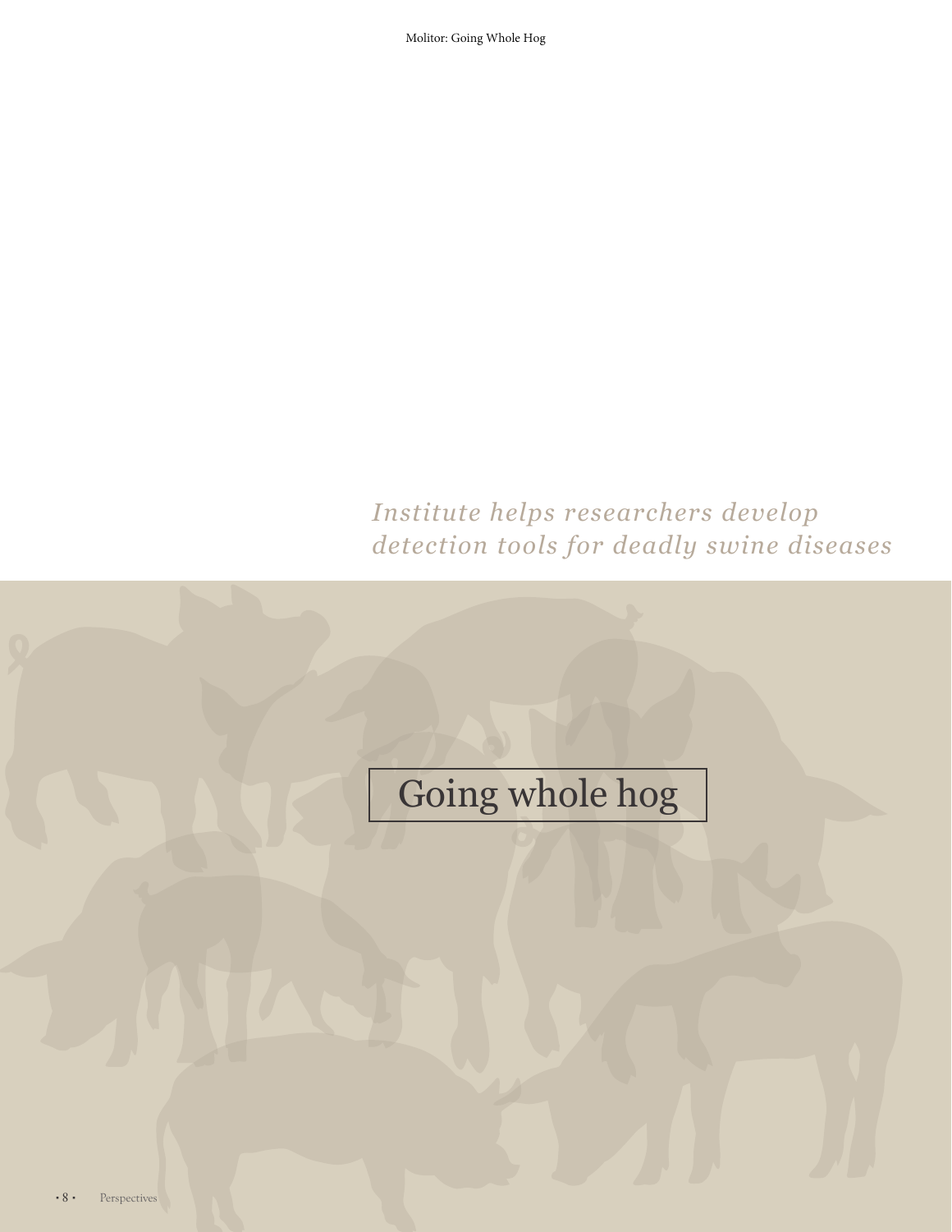*Institute helps researchers develop detection tools for deadly swine diseases*

# Going whole hog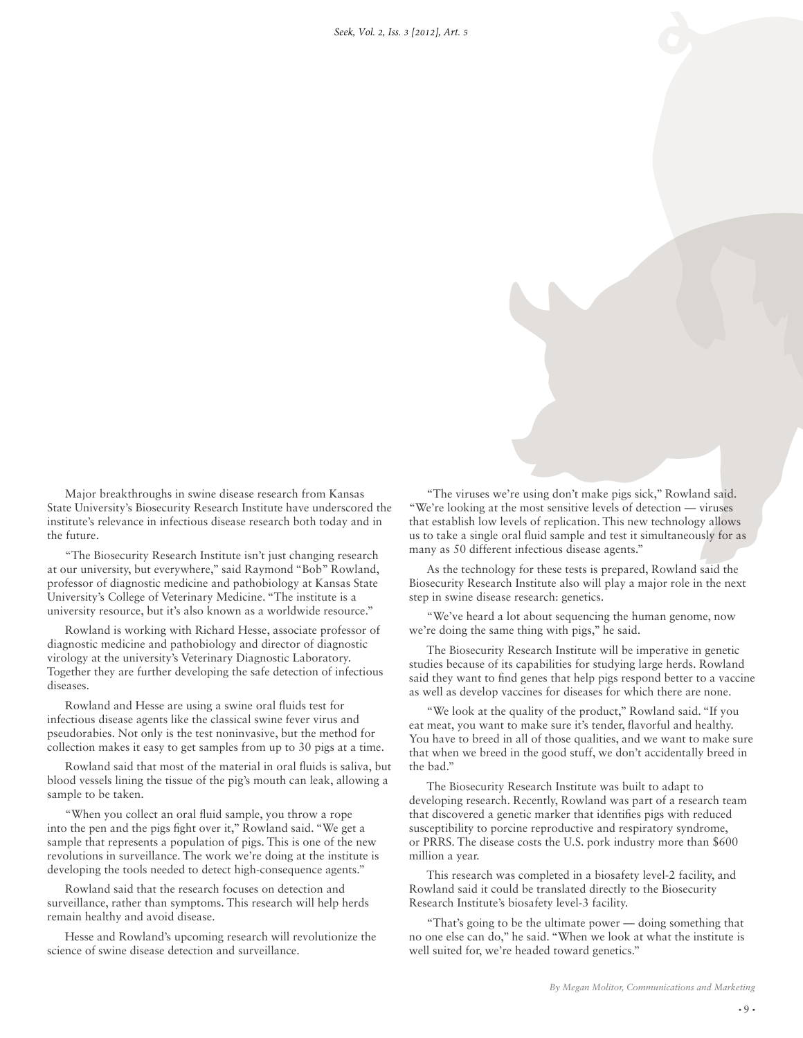Major breakthroughs in swine disease research from Kansas State University's Biosecurity Research Institute have underscored the institute's relevance in infectious disease research both today and in the future.

"The Biosecurity Research Institute isn't just changing research at our university, but everywhere," said Raymond "Bob" Rowland, professor of diagnostic medicine and pathobiology at Kansas State University's College of Veterinary Medicine. "The institute is a university resource, but it's also known as a worldwide resource."

Rowland is working with Richard Hesse, associate professor of diagnostic medicine and pathobiology and director of diagnostic virology at the university's Veterinary Diagnostic Laboratory. Together they are further developing the safe detection of infectious diseases.

Rowland and Hesse are using a swine oral fluids test for infectious disease agents like the classical swine fever virus and pseudorabies. Not only is the test noninvasive, but the method for collection makes it easy to get samples from up to 30 pigs at a time.

Rowland said that most of the material in oral fluids is saliva, but blood vessels lining the tissue of the pig's mouth can leak, allowing a sample to be taken.

"When you collect an oral fluid sample, you throw a rope into the pen and the pigs fight over it," Rowland said. "We get a sample that represents a population of pigs. This is one of the new revolutions in surveillance. The work we're doing at the institute is developing the tools needed to detect high-consequence agents."

Rowland said that the research focuses on detection and surveillance, rather than symptoms. This research will help herds remain healthy and avoid disease.

Hesse and Rowland's upcoming research will revolutionize the science of swine disease detection and surveillance.

"The viruses we're using don't make pigs sick," Rowland said. "We're looking at the most sensitive levels of detection — viruses that establish low levels of replication. This new technology allows us to take a single oral fluid sample and test it simultaneously for as many as 50 different infectious disease agents."

As the technology for these tests is prepared, Rowland said the Biosecurity Research Institute also will play a major role in the next step in swine disease research: genetics.

"We've heard a lot about sequencing the human genome, now we're doing the same thing with pigs," he said.

The Biosecurity Research Institute will be imperative in genetic studies because of its capabilities for studying large herds. Rowland said they want to find genes that help pigs respond better to a vaccine as well as develop vaccines for diseases for which there are none.

"We look at the quality of the product," Rowland said. "If you eat meat, you want to make sure it's tender, flavorful and healthy. You have to breed in all of those qualities, and we want to make sure that when we breed in the good stuff, we don't accidentally breed in the bad."

The Biosecurity Research Institute was built to adapt to developing research. Recently, Rowland was part of a research team that discovered a genetic marker that identifies pigs with reduced susceptibility to porcine reproductive and respiratory syndrome, or PRRS. The disease costs the U.S. pork industry more than $600 million a year.

This research was completed in a biosafety level-2 facility, and Rowland said it could be translated directly to the Biosecurity Research Institute's biosafety level-3 facility.

"That's going to be the ultimate power — doing something that no one else can do," he said. "When we look at what the institute is well suited for, we're headed toward genetics."

*By Megan Molitor, Communications and Marketing*